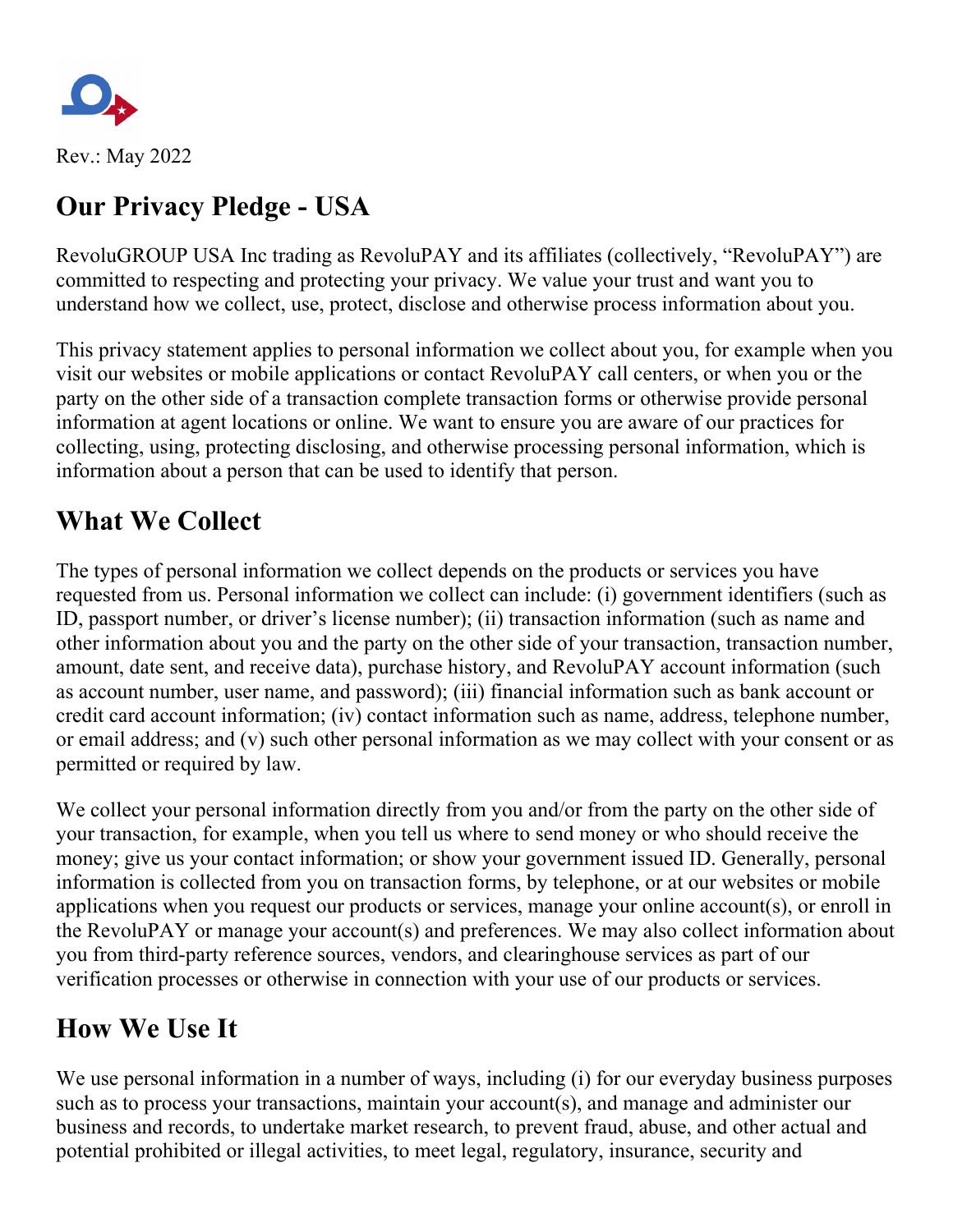Rev.: May 2022

# Our Privacy Pledge - USA

RevoluGROUP USA Inc trading as RevoluPAY and its affiliates (collectively, “RevoluPAY”) are committed to respecting and protecting your privacy. We value your trust and want you to understand how we collect, use, protect, disclose and otherwise process information about you.

This privacy statement applies to personal information we collect about you, for example when you visit our websites or mobile applications or contact RevoluPAY call centers, or when you or the party on the other side of a transaction complete transaction forms or otherwise provide personal information at agent locations or online. We want to ensure you are aware of our practices for collecting, using, protecting disclosing, and otherwise processing personal information, which is information about a person that can be used to identify that person.

## What We Collect

The types of personal information we collect depends on the products or services you have requested from us. Personal information we collect can include: (i) government identifiers (such as ID, passport number, or driver’s license number); (ii) transaction information (such as name and other information about you and the party on the other side of your transaction, transaction number, amount, date sent, and receive data), purchase history, and RevoluPAY account information (such as account number, user name, and password); (iii) financial information such as bank account or credit card account information; (iv) contact information such as name, address, telephone number, or email address; and (v) such other personal information as we may collect with your consent or as permitted or required by law.

We collect your personal information directly from you and/or from the party on the other side of your transaction, for example, when you tell us where to send money or who should receive the money; give us your contact information; or show your government issued ID. Generally, personal information is collected from you on transaction forms, by telephone, or at our websites or mobile applications when you request our products or services, manage your online account(s), or enroll in the RevoluPAY or manage your account(s) and preferences. We may also collect information about you from third-party reference sources, vendors, and clearinghouse services as part of our verification processes or otherwise in connection with your use of our products or services.

## How We Use It

We use personal information in a number of ways, including (i) for our everyday business purposes such as to process your transactions, maintain your account(s), and manage and administer our business and records, to undertake market research, to prevent fraud, abuse, and other actual and potential prohibited or illegal activities, to meet legal, regulatory, insurance, security and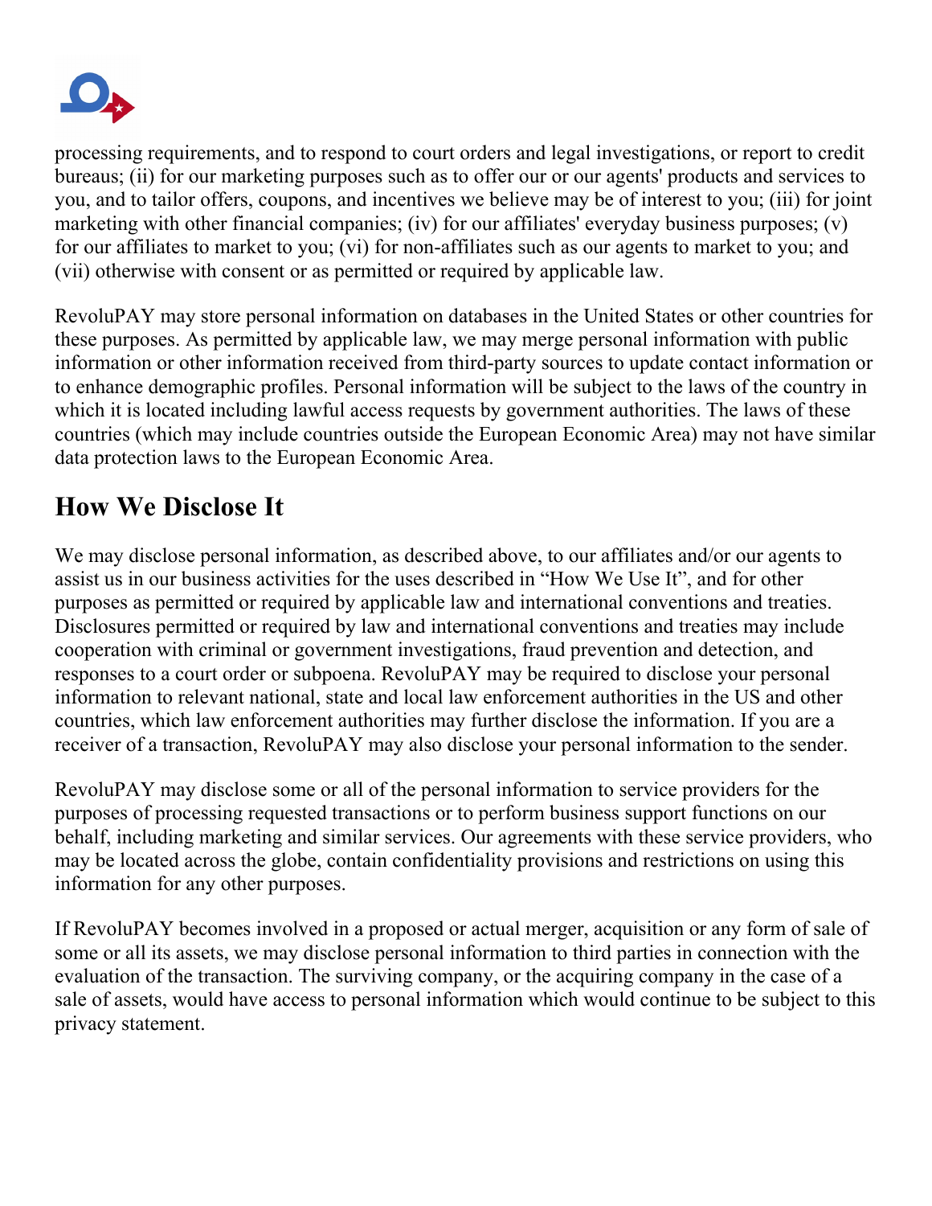processing requirements, and to respond to court orders and legal investigations, or report to credit bureaus; (ii) for our marketing purposes such as to offer our or our agents' products and services to you, and to tailor offers, coupons, and incentives we believe may be of interest to you; (iii) for joint marketing with other financial companies; (iv) for our affiliates' everyday business purposes; (v) for our affiliates to market to you; (vi) for non-affiliates such as our agents to market to you; and (vii) otherwise with consent or as permitted or required by applicable law.

RevoluPAY may store personal information on databases in the United States or other countries for these purposes. As permitted by applicable law, we may merge personal information with public information or other information received from third-party sources to update contact information or to enhance demographic profiles. Personal information will be subject to the laws of the country in which it is located including lawful access requests by government authorities. The laws of these countries (which may include countries outside the European Economic Area) may not have similar data protection laws to the European Economic Area.

## How We Disclose It

We may disclose personal information, as described above, to our affiliates and/or our agents to assist us in our business activities for the uses described in "How We Use It", and for other purposes as permitted or required by applicable law and international conventions and treaties. Disclosures permitted or required by law and international conventions and treaties may include cooperation with criminal or government investigations, fraud prevention and detection, and responses to a court order or subpoena. RevoluPAY may be required to disclose your personal information to relevant national, state and local law enforcement authorities in the US and other countries, which law enforcement authorities may further disclose the information. If you are a receiver of a transaction, RevoluPAY may also disclose your personal information to the sender.

RevoluPAY may disclose some or all of the personal information to service providers for the purposes of processing requested transactions or to perform business support functions on our behalf, including marketing and similar services. Our agreements with these service providers, who may be located across the globe, contain confidentiality provisions and restrictions on using this information for any other purposes.

If RevoluPAY becomes involved in a proposed or actual merger, acquisition or any form of sale of some or all its assets, we may disclose personal information to third parties in connection with the evaluation of the transaction. The surviving company, or the acquiring company in the case of a sale of assets, would have access to personal information which would continue to be subject to this privacy statement.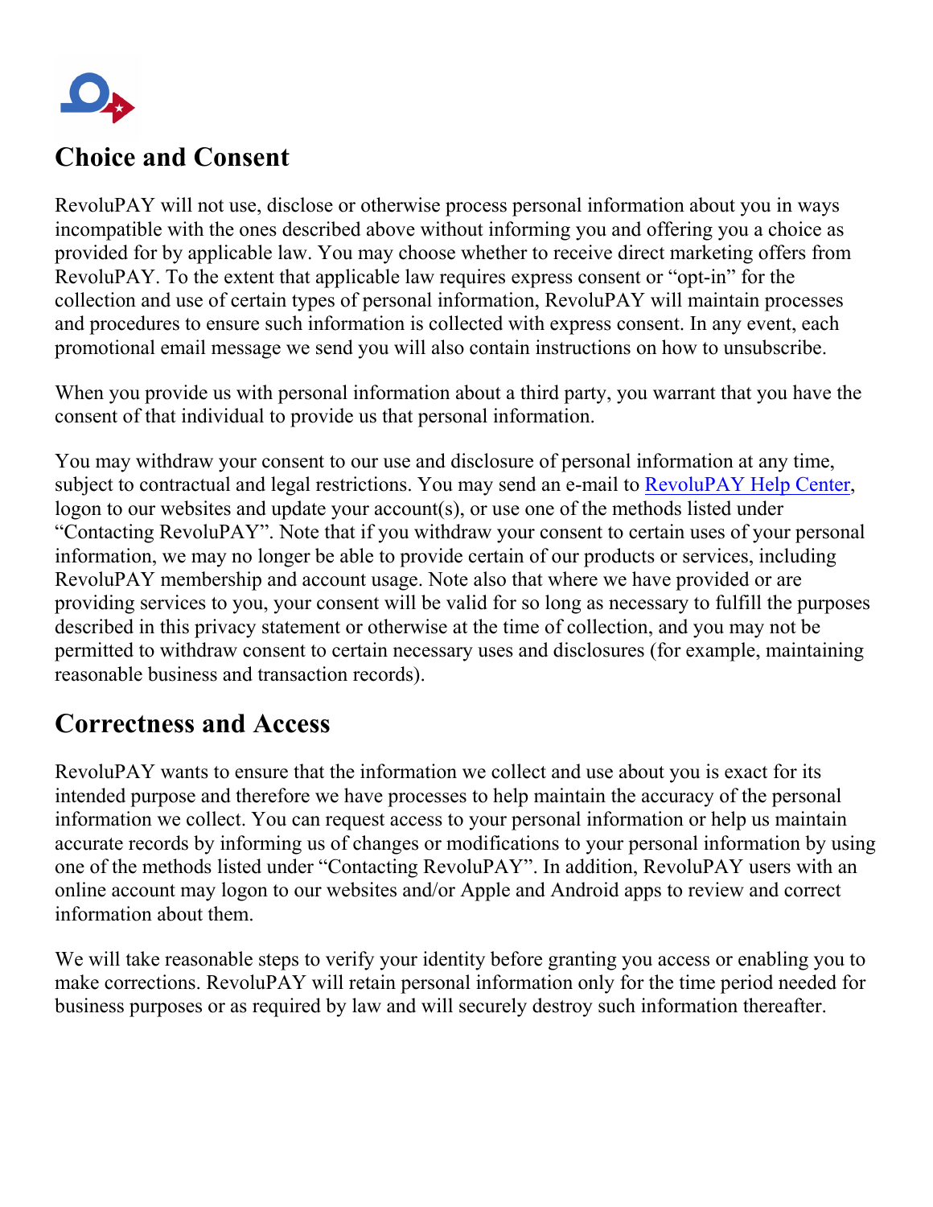## Choice and Consent

RevoluPAY will not use, disclose or otherwise process personal information about you in ways incompatible with the ones described above without informing you and offering you a choice as provided for by applicable law. You may choose whether to receive direct marketing offers from RevoluPAY. To the extent that applicable law requires express consent or “opt-in” for the collection and use of certain types of personal information, RevoluPAY will maintain processes and procedures to ensure such information is collected with express consent. In any event, each promotional email message we send you will also contain instructions on how to unsubscribe.

When you provide us with personal information about a third party, you warrant that you have the consent of that individual to provide us that personal information.

You may withdraw your consent to our use and disclosure of personal information at any time, subject to contractual and legal restrictions. You may send an e-mail to RevoluPAY Help Center, logon to our websites and update your account(s), or use one of the methods listed under “Contacting RevoluPAY”. Note that if you withdraw your consent to certain uses of your personal information, we may no longer be able to provide certain of our products or services, including RevoluPAY membership and account usage. Note also that where we have provided or are providing services to you, your consent will be valid for so long as necessary to fulfill the purposes described in this privacy statement or otherwise at the time of collection, and you may not be permitted to withdraw consent to certain necessary uses and disclosures (for example, maintaining reasonable business and transaction records).

## Correctness and Access

RevoluPAY wants to ensure that the information we collect and use about you is exact for its intended purpose and therefore we have processes to help maintain the accuracy of the personal information we collect. You can request access to your personal information or help us maintain accurate records by informing us of changes or modifications to your personal information by using one of the methods listed under “Contacting RevoluPAY”. In addition, RevoluPAY users with an online account may logon to our websites and/or Apple and Android apps to review and correct information about them.

We will take reasonable steps to verify your identity before granting you access or enabling you to make corrections. RevoluPAY will retain personal information only for the time period needed for business purposes or as required by law and will securely destroy such information thereafter.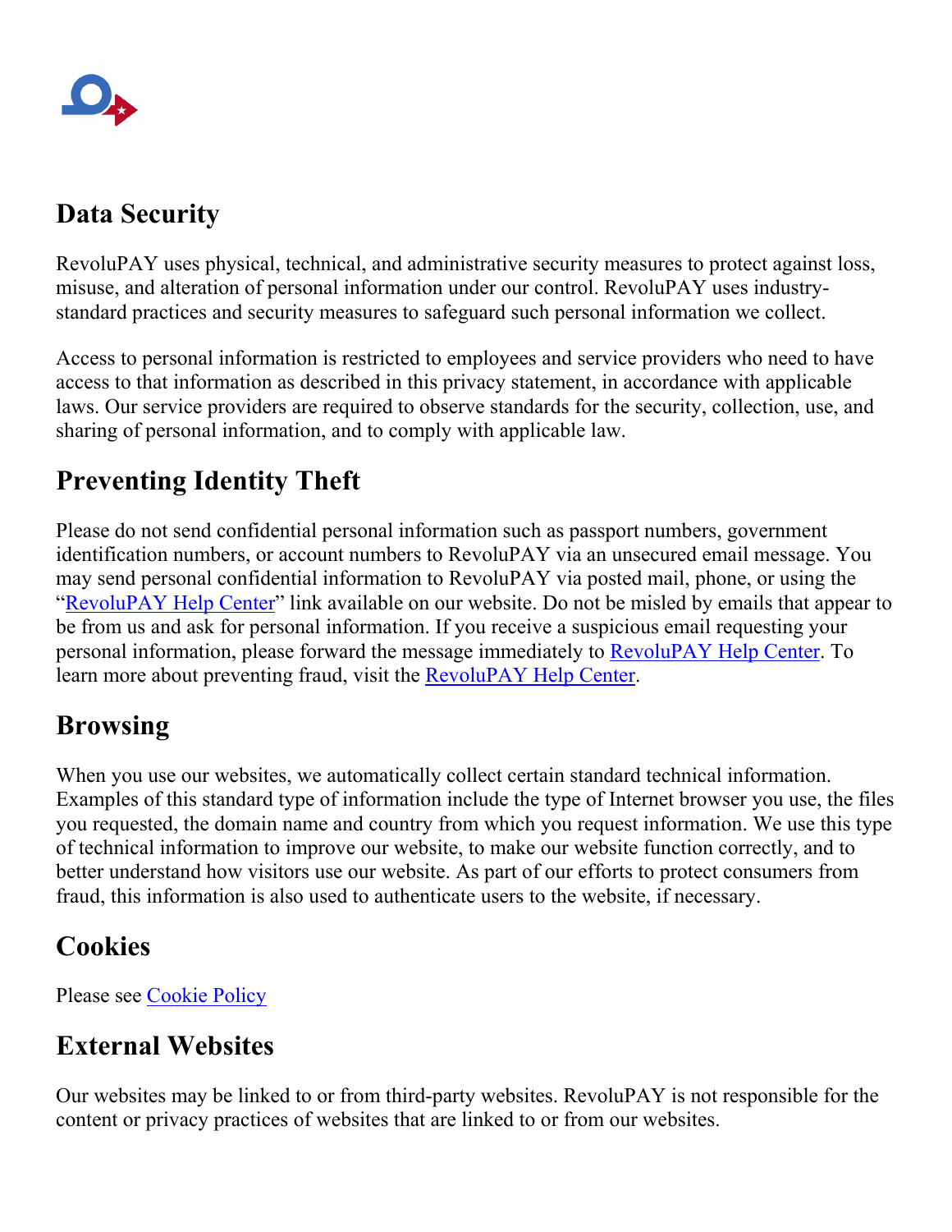## Data Security

RevoluPAY uses physical, technical, and administrative security measures to protect against loss, misuse, and alteration of personal information under our control. RevoluPAY uses industry-standard practices and security measures to safeguard such personal information we collect.

Access to personal information is restricted to employees and service providers who need to have access to that information as described in this privacy statement, in accordance with applicable laws. Our service providers are required to observe standards for the security, collection, use, and sharing of personal information, and to comply with applicable law.

## Preventing Identity Theft

Please do not send confidential personal information such as passport numbers, government identification numbers, or account numbers to RevoluPAY via an unsecured email message. You may send personal confidential information to RevoluPAY via posted mail, phone, or using the "RevoluPAY Help Center" link available on our website. Do not be misled by emails that appear to be from us and ask for personal information. If you receive a suspicious email requesting your personal information, please forward the message immediately to RevoluPAY Help Center. To learn more about preventing fraud, visit the RevoluPAY Help Center.

## Browsing

When you use our websites, we automatically collect certain standard technical information. Examples of this standard type of information include the type of Internet browser you use, the files you requested, the domain name and country from which you request information. We use this type of technical information to improve our website, to make our website function correctly, and to better understand how visitors use our website. As part of our efforts to protect consumers from fraud, this information is also used to authenticate users to the website, if necessary.

## Cookies

Please see Cookie Policy

## External Websites

Our websites may be linked to or from third-party websites. RevoluPAY is not responsible for the content or privacy practices of websites that are linked to or from our websites.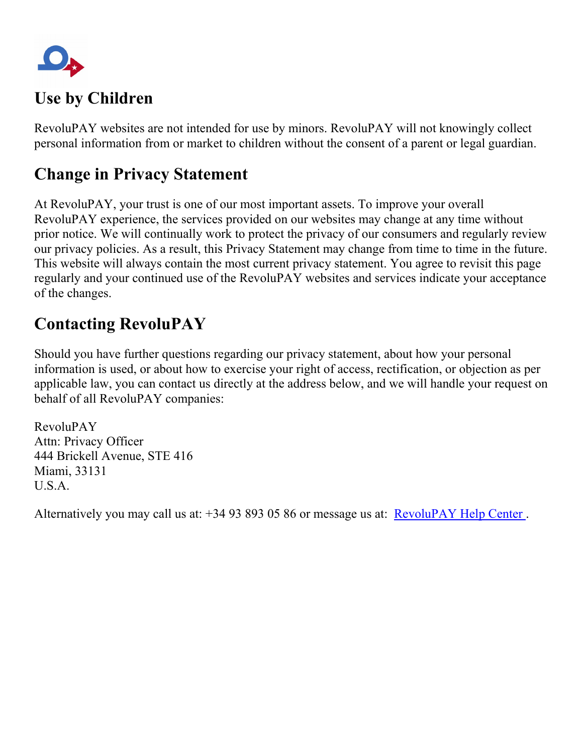## Use by Children

RevoluPAY websites are not intended for use by minors. RevoluPAY will not knowingly collect personal information from or market to children without the consent of a parent or legal guardian.

## Change in Privacy Statement

At RevoluPAY, your trust is one of our most important assets. To improve your overall RevoluPAY experience, the services provided on our websites may change at any time without prior notice. We will continually work to protect the privacy of our consumers and regularly review our privacy policies. As a result, this Privacy Statement may change from time to time in the future. This website will always contain the most current privacy statement. You agree to revisit this page regularly and your continued use of the RevoluPAY websites and services indicate your acceptance of the changes.

## Contacting RevoluPAY

Should you have further questions regarding our privacy statement, about how your personal information is used, or about how to exercise your right of access, rectification, or objection as per applicable law, you can contact us directly at the address below, and we will handle your request on behalf of all RevoluPAY companies:

RevoluPAY
Attn: Privacy Officer
444 Brickell Avenue, STE 416
Miami, 33131
U.S.A.

Alternatively you may call us at: +34 93 893 05 86 or message us at: RevoluPAY Help Center .